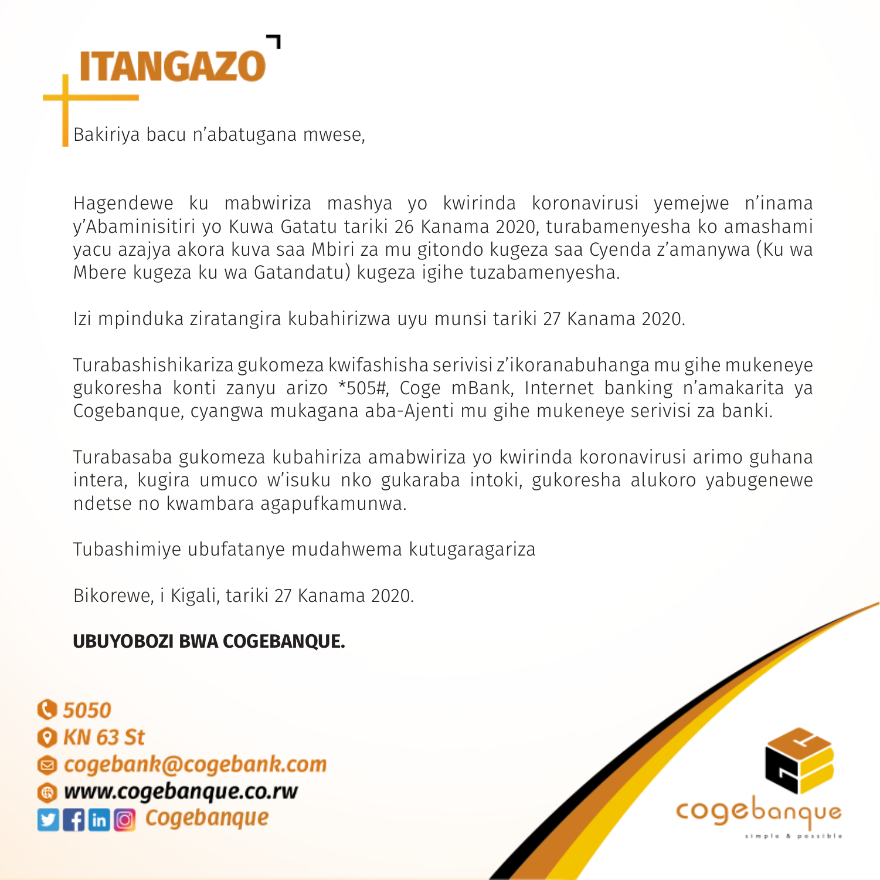# ITANGAZO

Bakiriya bacu n'abatugana mwese,

Hagendewe ku mabwiriza mashya yo kwirinda koronavirusi yemejwe n'inama y'Abaminisitiri yo Kuwa Gatatu tariki 26 Kanama 2020, turabamenyesha ko amashami yacu azajya akora kuva saa Mbiri za mu gitondo kugeza saa Cyenda z'amanywa (Ku wa Mbere kugeza ku wa Gatandatu) kugeza igihe tuzabamenyesha.

Izi mpinduka ziratangira kubahirizwa uyu munsi tariki 27 Kanama 2020.

Turabashishikariza gukomeza kwifashisha serivisi z'ikoranabuhanga mu gihe mukeneye gukoresha konti zanyu arizo *505#, Coge mBank, Internet banking n'amakarita ya Cogebanque, cyangwa mukagana aba-Ajenti mu gihe mukeneye serivisi za banki.

Turabasaba gukomeza kubahiriza amabwiriza yo kwirinda koronavirusi arimo guhana intera, kugira umuco w'isuku nko gukaraba intoki, gukoresha alukoro yabugenewe ndetse no kwambara agapufkamunwa.

Tubashimiye ubufatanye mudahwema kutugaragariza

Bikorewe, i Kigali, tariki 27 Kanama 2020.

**UBUYOBOZI BWA COGEBANQUE.**

5050
KN 63 St
cogebank@cogebank.com
www.cogebanque.co.rw
Cogebanque

cogebanque
simple & possible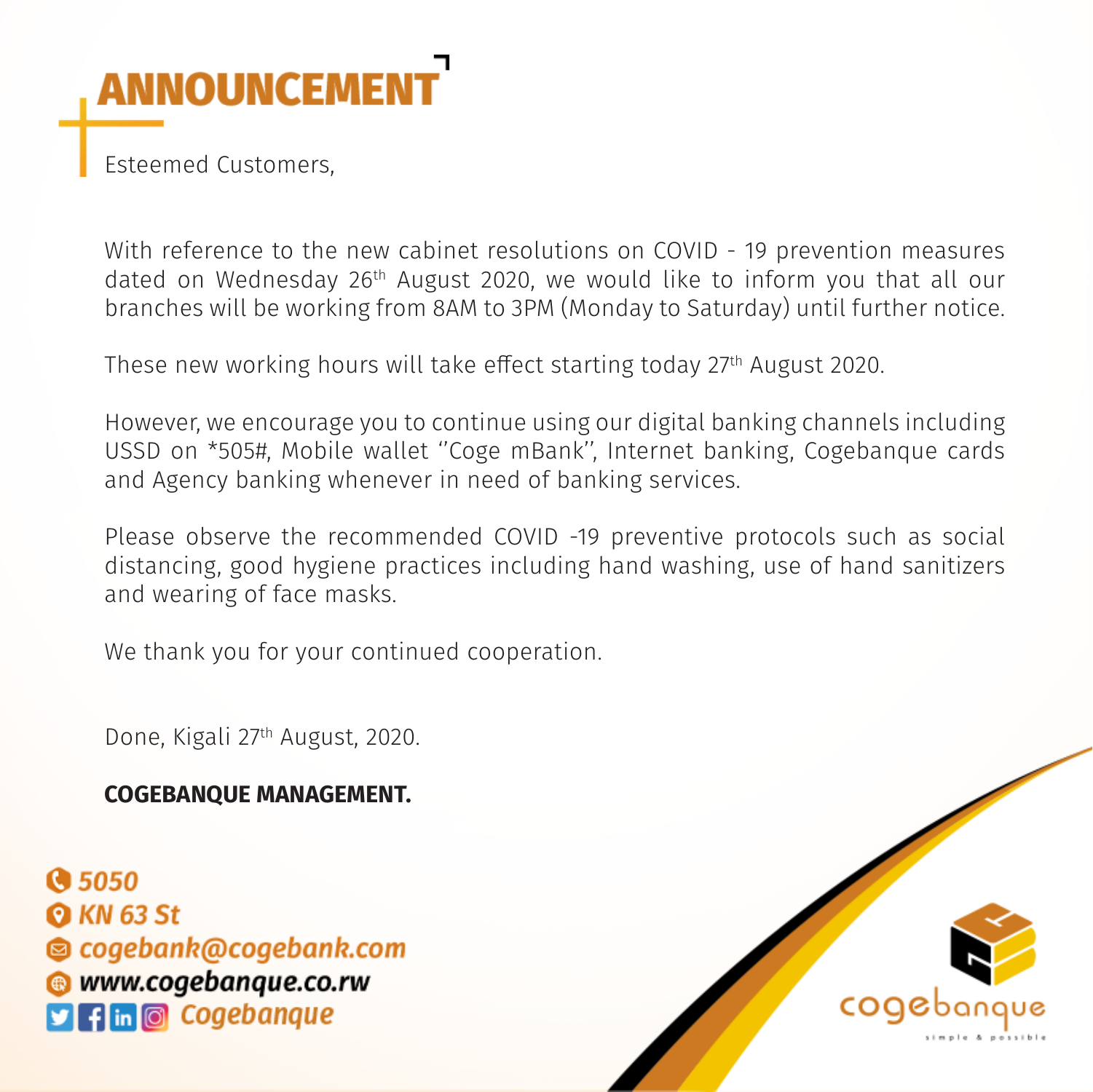# ANNOUNCEMENT

Esteemed Customers,

With reference to the new cabinet resolutions on COVID - 19 prevention measures dated on Wednesday 26th August 2020, we would like to inform you that all our branches will be working from 8AM to 3PM (Monday to Saturday) until further notice.

These new working hours will take effect starting today 27th August 2020.

However, we encourage you to continue using our digital banking channels including USSD on *505#, Mobile wallet ''Coge mBank'', Internet banking, Cogebanque cards and Agency banking whenever in need of banking services.

Please observe the recommended COVID -19 preventive protocols such as social distancing, good hygiene practices including hand washing, use of hand sanitizers and wearing of face masks.

We thank you for your continued cooperation.

Done, Kigali 27th August, 2020.

**COGEBANQUE MANAGEMENT.**

5050
KN 63 St
cogebank@cogebank.com
www.cogebanque.co.rw
Cogebanque

cogebanque
simple & possible